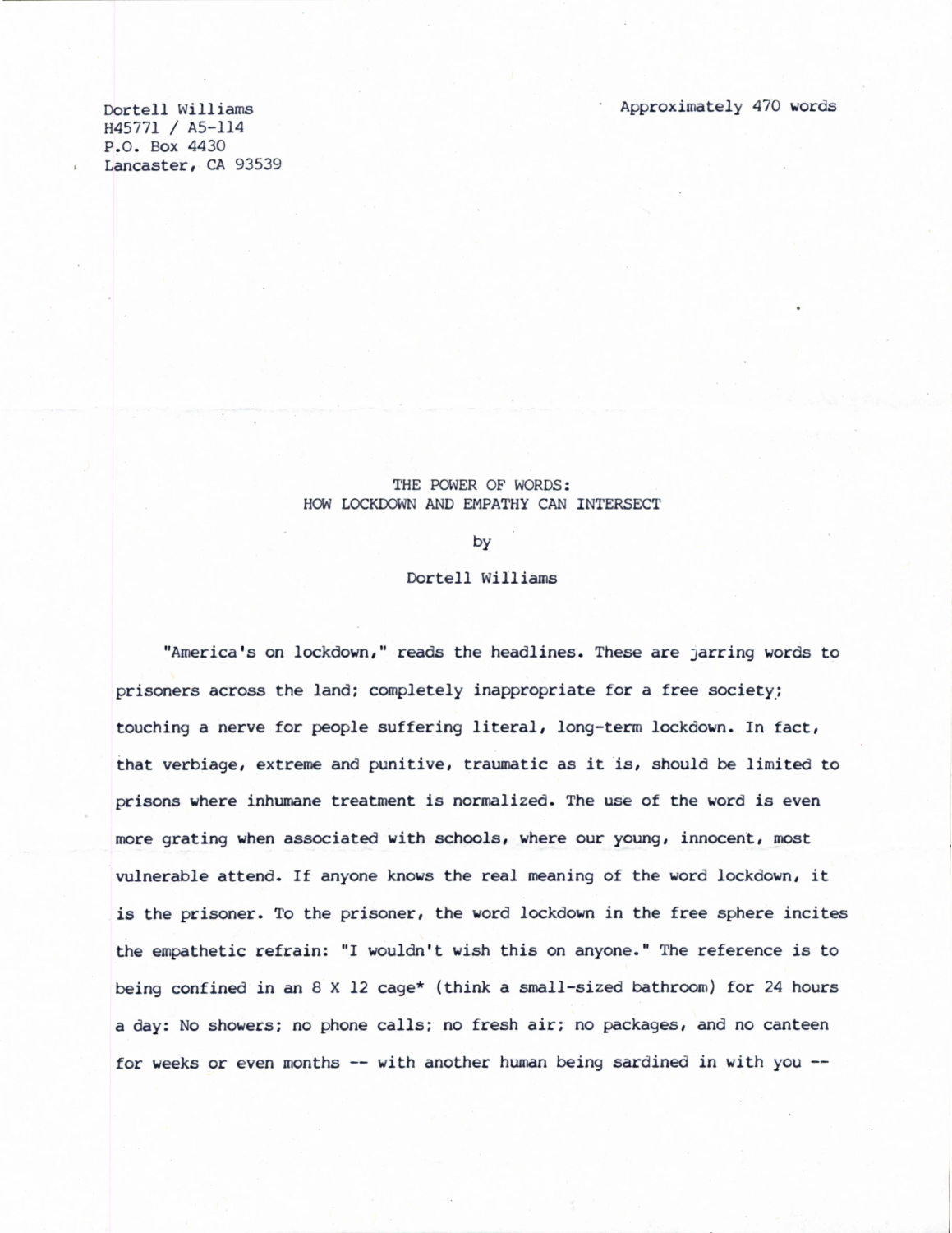Dortell Williams
H45771 / A5-114
P.O. Box 4430
Lancaster, CA 93539

Approximately 470 words

# THE POWER OF WORDS: HOW LOCKDOWN AND EMPATHY CAN INTERSECT

by

Dortell Williams

"America's on lockdown," reads the headlines. These are jarring words to prisoners across the land; completely inappropriate for a free society; touching a nerve for people suffering literal, long-term lockdown. In fact, that verbiage, extreme and punitive, traumatic as it is, should be limited to prisons where inhumane treatment is normalized. The use of the word is even more grating when associated with schools, where our young, innocent, most vulnerable attend. If anyone knows the real meaning of the word lockdown, it is the prisoner. To the prisoner, the word lockdown in the free sphere incites the empathetic refrain: "I wouldn't wish this on anyone." The reference is to being confined in an 8 X 12 cage* (think a small-sized bathroom) for 24 hours a day: No showers; no phone calls; no fresh air; no packages, and no canteen for weeks or even months -- with another human being sardined in with you --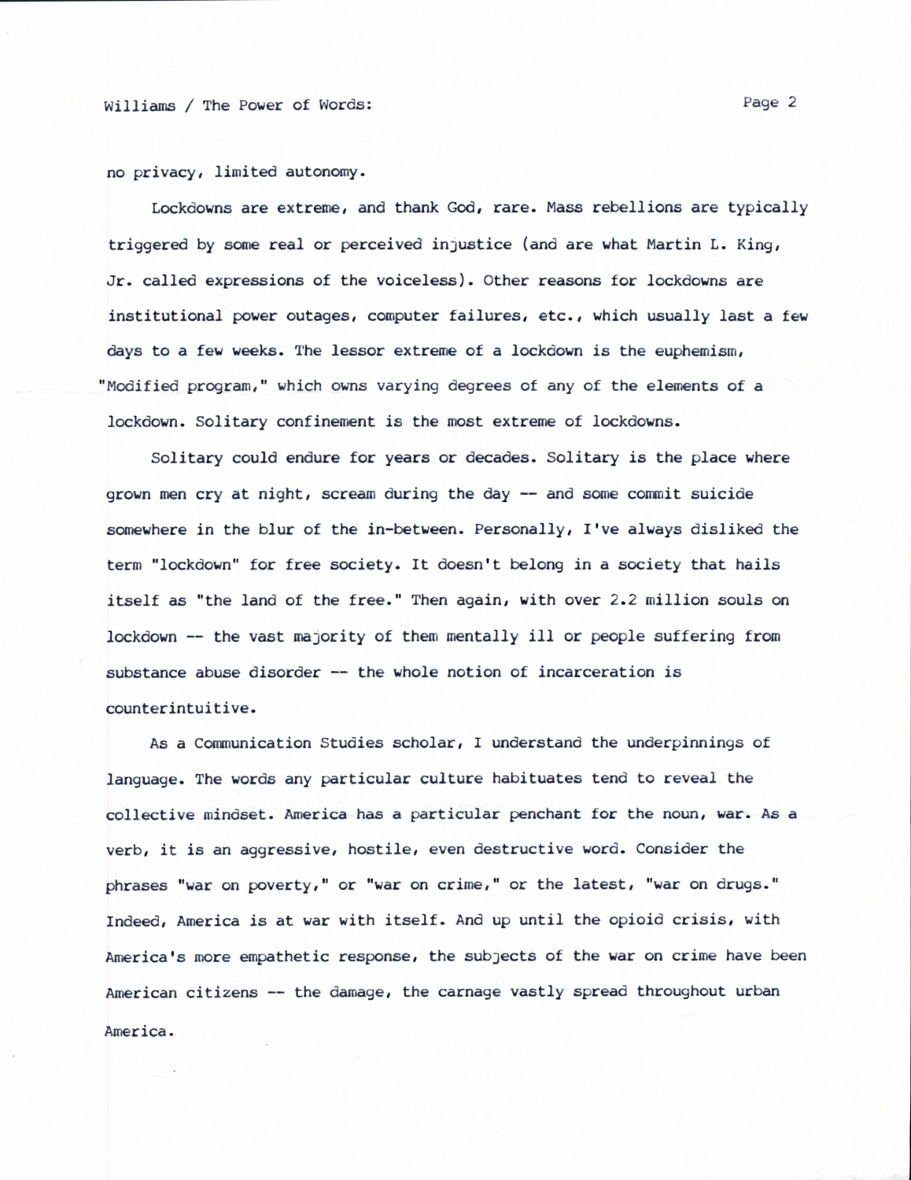no privacy, limited autonomy.

Lockdowns are extreme, and thank God, rare. Mass rebellions are typically triggered by some real or perceived injustice (and are what Martin L. King, Jr. called expressions of the voiceless). Other reasons for lockdowns are institutional power outages, computer failures, etc., which usually last a few days to a few weeks. The lessor extreme of a lockdown is the euphemism, "Modified program," which owns varying degrees of any of the elements of a lockdown. Solitary confinement is the most extreme of lockdowns.

Solitary could endure for years or decades. Solitary is the place where grown men cry at night, scream during the day -- and some commit suicide somewhere in the blur of the in-between. Personally, I've always disliked the term "lockdown" for free society. It doesn't belong in a society that hails itself as "the land of the free." Then again, with over 2.2 million souls on lockdown -- the vast majority of them mentally ill or people suffering from substance abuse disorder -- the whole notion of incarceration is counterintuitive.

As a Communication Studies scholar, I understand the underpinnings of language. The words any particular culture habituates tend to reveal the collective mindset. America has a particular penchant for the noun, war. As a verb, it is an aggressive, hostile, even destructive word. Consider the phrases "war on poverty," or "war on crime," or the latest, "war on drugs." Indeed, America is at war with itself. And up until the opioid crisis, with America's more empathetic response, the subjects of the war on crime have been American citizens -- the damage, the carnage vastly spread throughout urban America.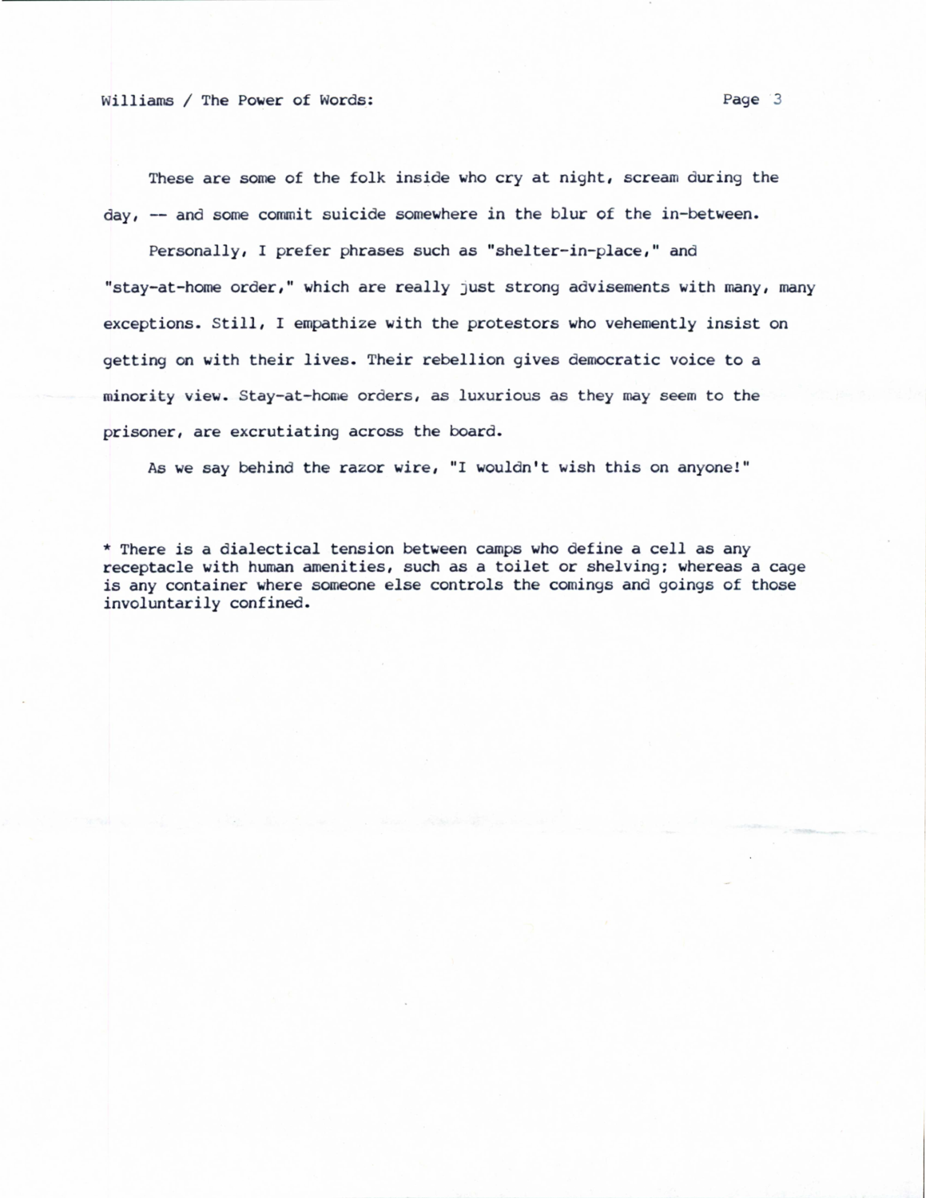These are some of the folk inside who cry at night, scream during the day, -- and some commit suicide somewhere in the blur of the in-between.

Personally, I prefer phrases such as "shelter-in-place," and "stay-at-home order," which are really just strong advisements with many, many exceptions. Still, I empathize with the protestors who vehemently insist on getting on with their lives. Their rebellion gives democratic voice to a minority view. Stay-at-home orders, as luxurious as they may seem to the prisoner, are excrutiating across the board.

As we say behind the razor wire, "I wouldn't wish this on anyone!"

* There is a dialectical tension between camps who define a cell as any receptacle with human amenities, such as a toilet or shelving; whereas a cage is any container where someone else controls the comings and goings of those involuntarily confined.